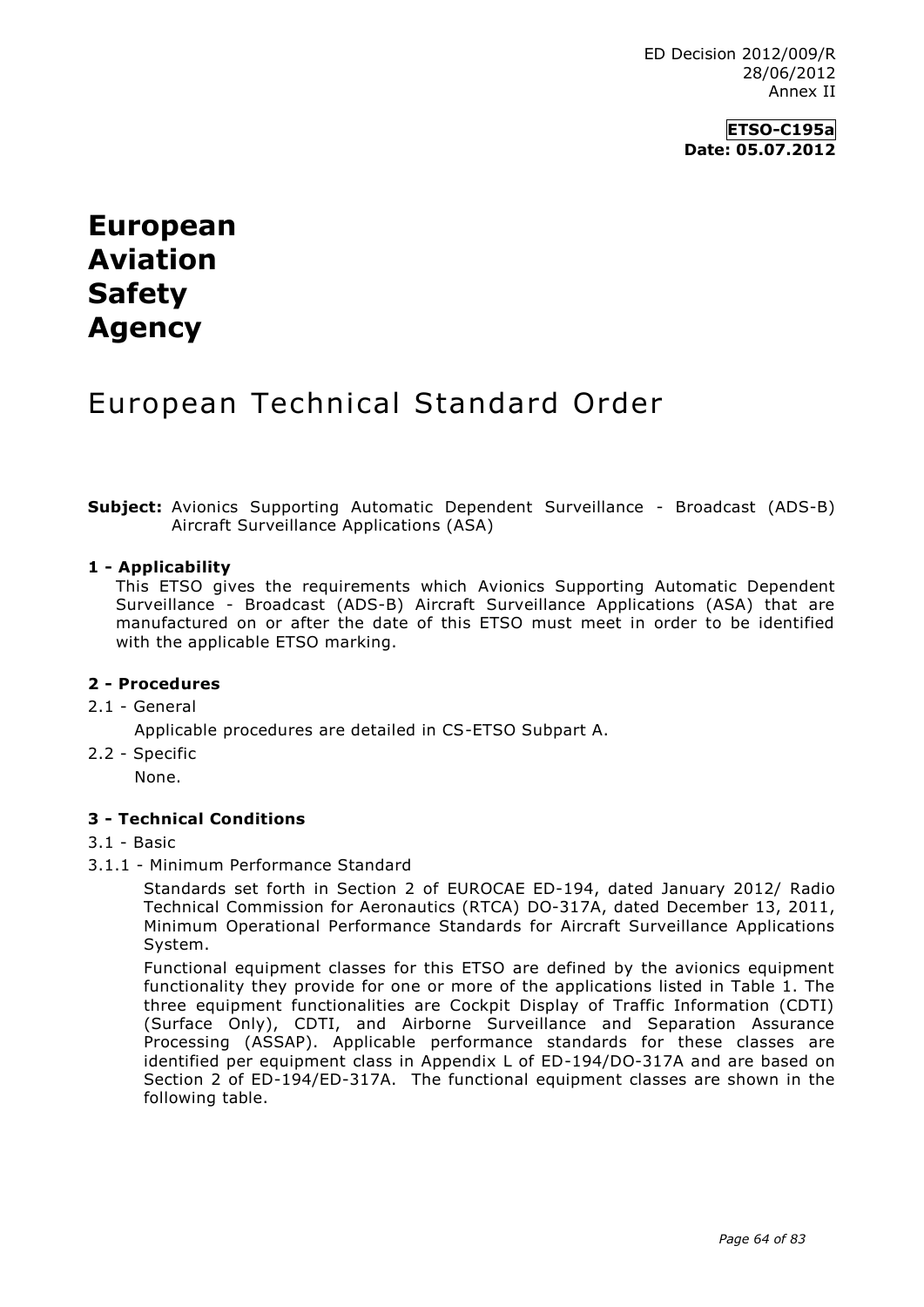ED Decision 2012/009/R
28/06/2012
Annex II

**ETSO-C195a**
**Date: 05.07.2012**

# European Aviation Safety Agency

## European Technical Standard Order

**Subject:** Avionics Supporting Automatic Dependent Surveillance - Broadcast (ADS-B) Aircraft Surveillance Applications (ASA)

### 1 - Applicability

This ETSO gives the requirements which Avionics Supporting Automatic Dependent Surveillance - Broadcast (ADS-B) Aircraft Surveillance Applications (ASA) that are manufactured on or after the date of this ETSO must meet in order to be identified with the applicable ETSO marking.

### 2 - Procedures

2.1 - General

Applicable procedures are detailed in CS-ETSO Subpart A.

2.2 - Specific

None.

### 3 - Technical Conditions

3.1 - Basic

3.1.1 - Minimum Performance Standard

Standards set forth in Section 2 of EUROCAE ED-194, dated January 2012/ Radio Technical Commission for Aeronautics (RTCA) DO-317A, dated December 13, 2011, Minimum Operational Performance Standards for Aircraft Surveillance Applications System.

Functional equipment classes for this ETSO are defined by the avionics equipment functionality they provide for one or more of the applications listed in Table 1. The three equipment functionalities are Cockpit Display of Traffic Information (CDTI) (Surface Only), CDTI, and Airborne Surveillance and Separation Assurance Processing (ASSAP). Applicable performance standards for these classes are identified per equipment class in Appendix L of ED-194/DO-317A and are based on Section 2 of ED-194/ED-317A. The functional equipment classes are shown in the following table.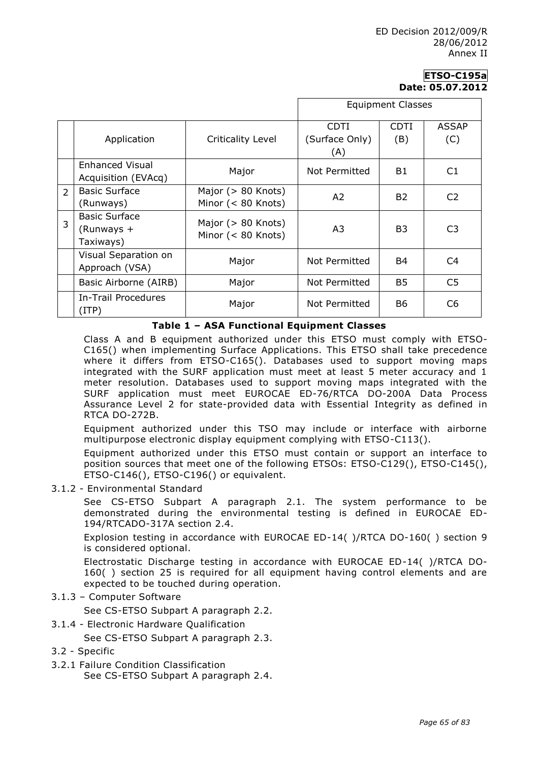ED Decision 2012/009/R
28/06/2012
Annex II

**ETSO-C195a**
**Date: 05.07.2012**

| | | | Equipment Classes | | |
|---|---|---|---|---|---|
| | Application | Criticality Level | CDTI (Surface Only) (A) | CDTI (B) | ASSAP (C) |
| | Enhanced Visual Acquisition (EVAcq) | Major | Not Permitted | B1 | C1 |
| 2 | Basic Surface (Runways) | Major (> 80 Knots) Minor (< 80 Knots) | A2 | B2 | C2 |
| 3 | Basic Surface (Runways + Taxiways) | Major (> 80 Knots) Minor (< 80 Knots) | A3 | B3 | C3 |
| | Visual Separation on Approach (VSA) | Major | Not Permitted | B4 | C4 |
| | Basic Airborne (AIRB) | Major | Not Permitted | B5 | C5 |
| | In-Trail Procedures (ITP) | Major | Not Permitted | B6 | C6 |

**Table 1 – ASA Functional Equipment Classes**

Class A and B equipment authorized under this ETSO must comply with ETSO-C165() when implementing Surface Applications. This ETSO shall take precedence where it differs from ETSO-C165(). Databases used to support moving maps integrated with the SURF application must meet at least 5 meter accuracy and 1 meter resolution. Databases used to support moving maps integrated with the SURF application must meet EUROCAE ED-76/RTCA DO-200A Data Process Assurance Level 2 for state-provided data with Essential Integrity as defined in RTCA DO-272B.

Equipment authorized under this TSO may include or interface with airborne multipurpose electronic display equipment complying with ETSO-C113().

Equipment authorized under this ETSO must contain or support an interface to position sources that meet one of the following ETSOs: ETSO-C129(), ETSO-C145(), ETSO-C146(), ETSO-C196() or equivalent.

3.1.2 - Environmental Standard

See CS-ETSO Subpart A paragraph 2.1. The system performance to be demonstrated during the environmental testing is defined in EUROCAE ED-194/RTCADO-317A section 2.4.

Explosion testing in accordance with EUROCAE ED-14( )/RTCA DO-160( ) section 9 is considered optional.

Electrostatic Discharge testing in accordance with EUROCAE ED-14( )/RTCA DO-160( ) section 25 is required for all equipment having control elements and are expected to be touched during operation.

3.1.3 – Computer Software

See CS-ETSO Subpart A paragraph 2.2.

3.1.4 - Electronic Hardware Qualification

See CS-ETSO Subpart A paragraph 2.3.

3.2 - Specific

3.2.1 Failure Condition Classification

See CS-ETSO Subpart A paragraph 2.4.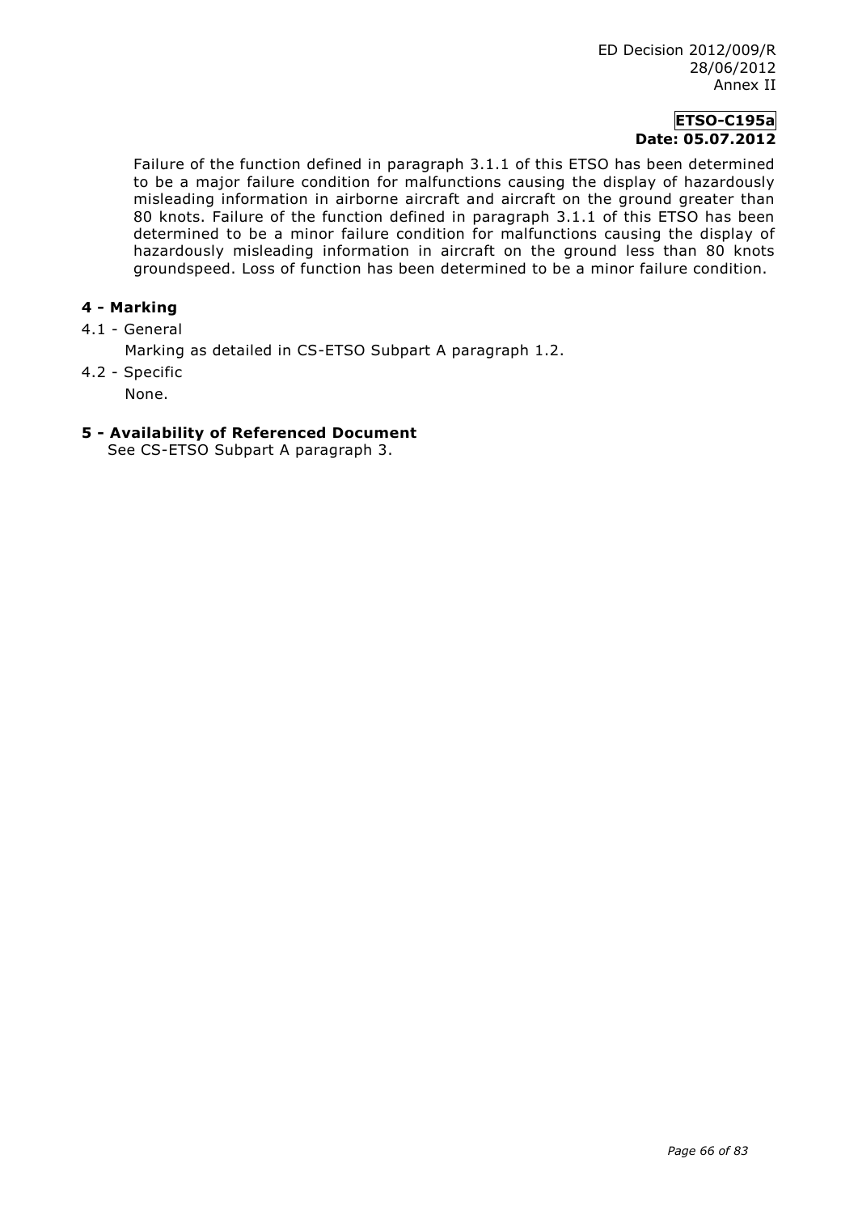Failure of the function defined in paragraph 3.1.1 of this ETSO has been determined to be a major failure condition for malfunctions causing the display of hazardously misleading information in airborne aircraft and aircraft on the ground greater than 80 knots. Failure of the function defined in paragraph 3.1.1 of this ETSO has been determined to be a minor failure condition for malfunctions causing the display of hazardously misleading information in aircraft on the ground less than 80 knots groundspeed. Loss of function has been determined to be a minor failure condition.

## 4 - Marking

4.1 - General

Marking as detailed in CS-ETSO Subpart A paragraph 1.2.

4.2 - Specific

None.

## 5 - Availability of Referenced Document

See CS-ETSO Subpart A paragraph 3.